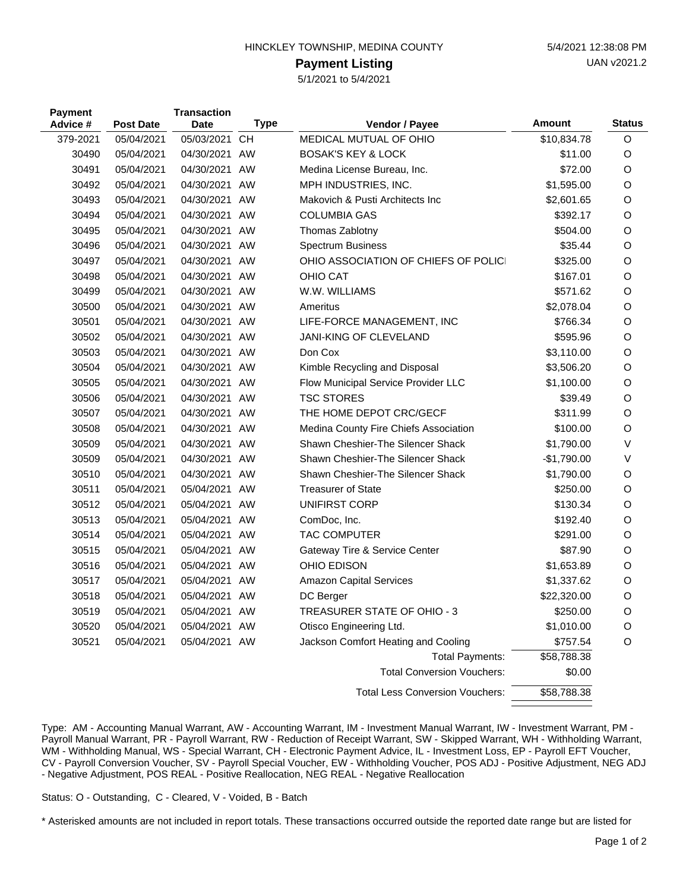HINCKLEY TOWNSHIP, MEDINA COUNTY

5/4/2021 12:38:08 PM

UAN v2021.2

# Payment Listing

5/1/2021 to 5/4/2021

| Payment Advice # | Post Date | Transaction Date | Type | Vendor / Payee | Amount | Status |
|---|---|---|---|---|---|---|
| 379-2021 | 05/04/2021 | 05/03/2021 | CH | MEDICAL MUTUAL OF OHIO | $10,834.78 | O |
| 30490 | 05/04/2021 | 04/30/2021 | AW | BOSAK'S KEY & LOCK | $11.00 | O |
| 30491 | 05/04/2021 | 04/30/2021 | AW | Medina License Bureau, Inc. | $72.00 | O |
| 30492 | 05/04/2021 | 04/30/2021 | AW | MPH INDUSTRIES, INC. | $1,595.00 | O |
| 30493 | 05/04/2021 | 04/30/2021 | AW | Makovich & Pusti Architects Inc | $2,601.65 | O |
| 30494 | 05/04/2021 | 04/30/2021 | AW | COLUMBIA GAS | $392.17 | O |
| 30495 | 05/04/2021 | 04/30/2021 | AW | Thomas Zablotny | $504.00 | O |
| 30496 | 05/04/2021 | 04/30/2021 | AW | Spectrum Business | $35.44 | O |
| 30497 | 05/04/2021 | 04/30/2021 | AW | OHIO ASSOCIATION OF CHIEFS OF POLICI | $325.00 | O |
| 30498 | 05/04/2021 | 04/30/2021 | AW | OHIO CAT | $167.01 | O |
| 30499 | 05/04/2021 | 04/30/2021 | AW | W.W. WILLIAMS | $571.62 | O |
| 30500 | 05/04/2021 | 04/30/2021 | AW | Ameritus | $2,078.04 | O |
| 30501 | 05/04/2021 | 04/30/2021 | AW | LIFE-FORCE MANAGEMENT, INC | $766.34 | O |
| 30502 | 05/04/2021 | 04/30/2021 | AW | JANI-KING OF CLEVELAND | $595.96 | O |
| 30503 | 05/04/2021 | 04/30/2021 | AW | Don Cox | $3,110.00 | O |
| 30504 | 05/04/2021 | 04/30/2021 | AW | Kimble Recycling and Disposal | $3,506.20 | O |
| 30505 | 05/04/2021 | 04/30/2021 | AW | Flow Municipal Service Provider LLC | $1,100.00 | O |
| 30506 | 05/04/2021 | 04/30/2021 | AW | TSC STORES | $39.49 | O |
| 30507 | 05/04/2021 | 04/30/2021 | AW | THE HOME DEPOT CRC/GECF | $311.99 | O |
| 30508 | 05/04/2021 | 04/30/2021 | AW | Medina County Fire Chiefs Association | $100.00 | O |
| 30509 | 05/04/2021 | 04/30/2021 | AW | Shawn Cheshier-The Silencer Shack | $1,790.00 | V |
| 30509 | 05/04/2021 | 04/30/2021 | AW | Shawn Cheshier-The Silencer Shack | -$1,790.00 | V |
| 30510 | 05/04/2021 | 04/30/2021 | AW | Shawn Cheshier-The Silencer Shack | $1,790.00 | O |
| 30511 | 05/04/2021 | 05/04/2021 | AW | Treasurer of State | $250.00 | O |
| 30512 | 05/04/2021 | 05/04/2021 | AW | UNIFIRST CORP | $130.34 | O |
| 30513 | 05/04/2021 | 05/04/2021 | AW | ComDoc, Inc. | $192.40 | O |
| 30514 | 05/04/2021 | 05/04/2021 | AW | TAC COMPUTER | $291.00 | O |
| 30515 | 05/04/2021 | 05/04/2021 | AW | Gateway Tire & Service Center | $87.90 | O |
| 30516 | 05/04/2021 | 05/04/2021 | AW | OHIO EDISON | $1,653.89 | O |
| 30517 | 05/04/2021 | 05/04/2021 | AW | Amazon Capital Services | $1,337.62 | O |
| 30518 | 05/04/2021 | 05/04/2021 | AW | DC Berger | $22,320.00 | O |
| 30519 | 05/04/2021 | 05/04/2021 | AW | TREASURER STATE OF OHIO - 3 | $250.00 | O |
| 30520 | 05/04/2021 | 05/04/2021 | AW | Otisco Engineering Ltd. | $1,010.00 | O |
| 30521 | 05/04/2021 | 05/04/2021 | AW | Jackson Comfort Heating and Cooling | $757.54 | O |
| | | | | Total Payments: | $58,788.38 | |
| | | | | Total Conversion Vouchers: | $0.00 | |
| | | | | Total Less Conversion Vouchers: | $58,788.38 | |

Type: AM - Accounting Manual Warrant, AW - Accounting Warrant, IM - Investment Manual Warrant, IW - Investment Warrant, PM - Payroll Manual Warrant, PR - Payroll Warrant, RW - Reduction of Receipt Warrant, SW - Skipped Warrant, WH - Withholding Warrant, WM - Withholding Manual, WS - Special Warrant, CH - Electronic Payment Advice, IL - Investment Loss, EP - Payroll EFT Voucher, CV - Payroll Conversion Voucher, SV - Payroll Special Voucher, EW - Withholding Voucher, POS ADJ - Positive Adjustment, NEG ADJ - Negative Adjustment, POS REAL - Positive Reallocation, NEG REAL - Negative Reallocation

Status: O - Outstanding, C - Cleared, V - Voided, B - Batch

* Asterisked amounts are not included in report totals. These transactions occurred outside the reported date range but are listed for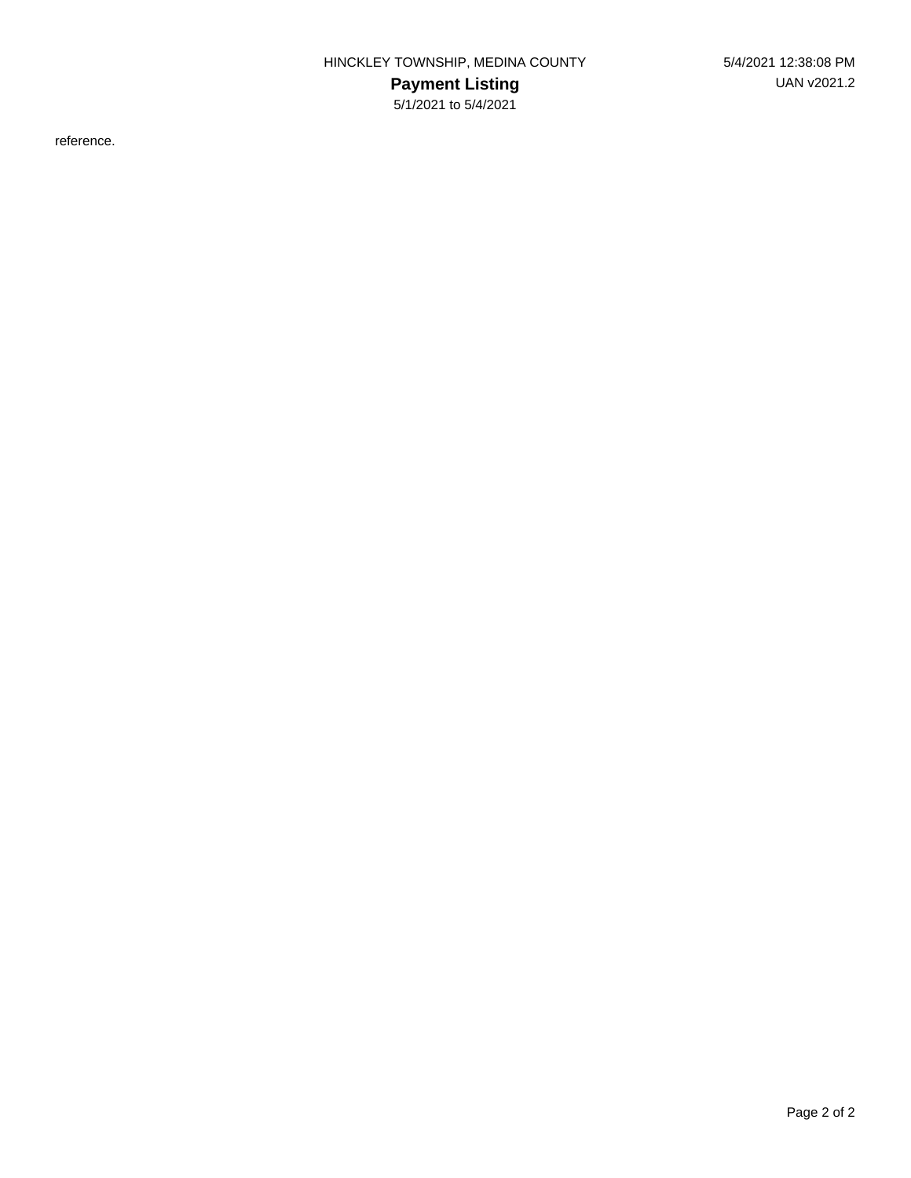reference.